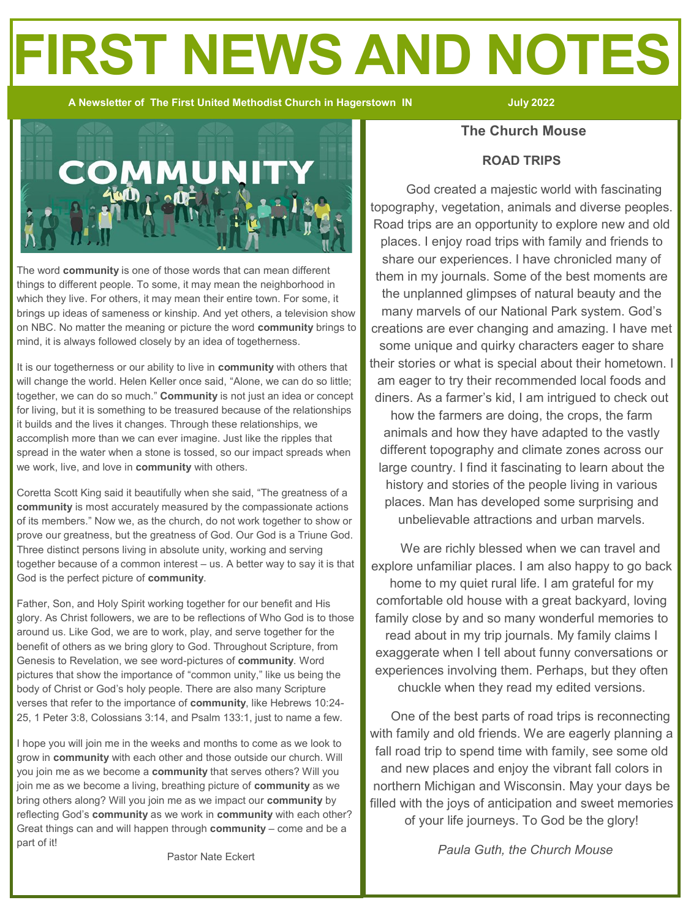# FIRST NEWS AND NOTES

**A Newsletter of The First United Methodist Church in Hagerstown IN** **July 2022**

The word **community** is one of those words that can mean different things to different people. To some, it may mean the neighborhood in which they live. For others, it may mean their entire town. For some, it brings up ideas of sameness or kinship. And yet others, a television show on NBC. No matter the meaning or picture the word **community** brings to mind, it is always followed closely by an idea of togetherness.

It is our togetherness or our ability to live in **community** with others that will change the world. Helen Keller once said, "Alone, we can do so little; together, we can do so much." **Community** is not just an idea or concept for living, but it is something to be treasured because of the relationships it builds and the lives it changes. Through these relationships, we accomplish more than we can ever imagine. Just like the ripples that spread in the water when a stone is tossed, so our impact spreads when we work, live, and love in **community** with others.

Coretta Scott King said it beautifully when she said, "The greatness of a **community** is most accurately measured by the compassionate actions of its members." Now we, as the church, do not work together to show or prove our greatness, but the greatness of God. Our God is a Triune God. Three distinct persons living in absolute unity, working and serving together because of a common interest – us. A better way to say it is that God is the perfect picture of **community**.

Father, Son, and Holy Spirit working together for our benefit and His glory. As Christ followers, we are to be reflections of Who God is to those around us. Like God, we are to work, play, and serve together for the benefit of others as we bring glory to God. Throughout Scripture, from Genesis to Revelation, we see word-pictures of **community**. Word pictures that show the importance of "common unity," like us being the body of Christ or God's holy people. There are also many Scripture verses that refer to the importance of **community**, like Hebrews 10:24-25, 1 Peter 3:8, Colossians 3:14, and Psalm 133:1, just to name a few.

I hope you will join me in the weeks and months to come as we look to grow in **community** with each other and those outside our church. Will you join me as we become a **community** that serves others? Will you join me as we become a living, breathing picture of **community** as we bring others along? Will you join me as we impact our **community** by reflecting God's **community** as we work in **community** with each other? Great things can and will happen through **community** – come and be a part of it!

Pastor Nate Eckert

## The Church Mouse

### ROAD TRIPS

God created a majestic world with fascinating topography, vegetation, animals and diverse peoples. Road trips are an opportunity to explore new and old places. I enjoy road trips with family and friends to share our experiences. I have chronicled many of them in my journals. Some of the best moments are the unplanned glimpses of natural beauty and the many marvels of our National Park system. God's creations are ever changing and amazing. I have met some unique and quirky characters eager to share their stories or what is special about their hometown. I am eager to try their recommended local foods and diners. As a farmer's kid, I am intrigued to check out how the farmers are doing, the crops, the farm animals and how they have adapted to the vastly different topography and climate zones across our large country. I find it fascinating to learn about the history and stories of the people living in various places. Man has developed some surprising and unbelievable attractions and urban marvels.

We are richly blessed when we can travel and explore unfamiliar places. I am also happy to go back home to my quiet rural life. I am grateful for my comfortable old house with a great backyard, loving family close by and so many wonderful memories to read about in my trip journals. My family claims I exaggerate when I tell about funny conversations or experiences involving them. Perhaps, but they often chuckle when they read my edited versions.

One of the best parts of road trips is reconnecting with family and old friends. We are eagerly planning a fall road trip to spend time with family, see some old and new places and enjoy the vibrant fall colors in northern Michigan and Wisconsin. May your days be filled with the joys of anticipation and sweet memories of your life journeys. To God be the glory!

*Paula Guth, the Church Mouse*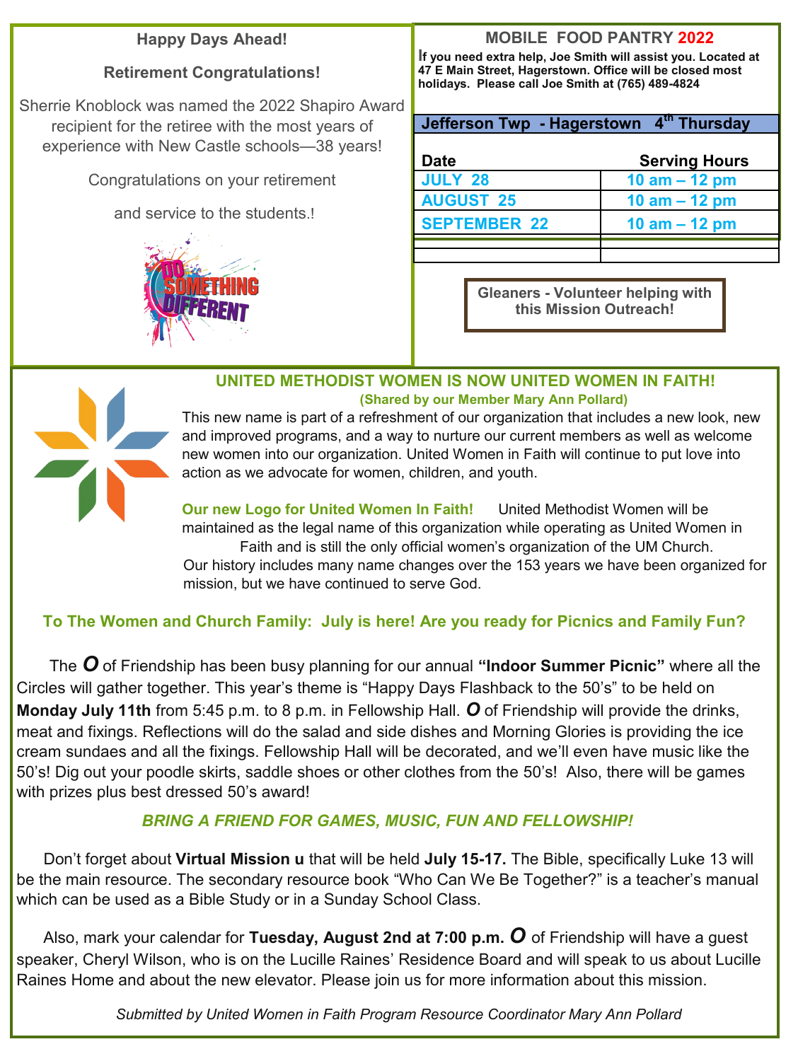## Happy Days Ahead!

### Retirement Congratulations!

Sherrie Knoblock was named the 2022 Shapiro Award recipient for the retiree with the most years of experience with New Castle schools—38 years!

Congratulations on your retirement

and service to the students.!

## MOBILE FOOD PANTRY 2022

**If you need extra help, Joe Smith will assist you. Located at 47 E Main Street, Hagerstown. Office will be closed most holidays. Please call Joe Smith at (765) 489-4824**

| Jefferson Twp - Hagerstown 4th Thursday | |
|---|---|
| **Date** | **Serving Hours** |
| **JULY 28** | **10 am – 12 pm** |
| **AUGUST 25** | **10 am – 12 pm** |
| **SEPTEMBER 22** | **10 am – 12 pm** |
| | |
| | |

**Gleaners - Volunteer helping with this Mission Outreach!**

## UNITED METHODIST WOMEN IS NOW UNITED WOMEN IN FAITH!

**(Shared by our Member Mary Ann Pollard)**

This new name is part of a refreshment of our organization that includes a new look, new and improved programs, and a way to nurture our current members as well as welcome new women into our organization. United Women in Faith will continue to put love into action as we advocate for women, children, and youth.

**Our new Logo for United Women In Faith!** United Methodist Women will be maintained as the legal name of this organization while operating as United Women in Faith and is still the only official women's organization of the UM Church. Our history includes many name changes over the 153 years we have been organized for mission, but we have continued to serve God.

**To The Women and Church Family: July is here! Are you ready for Picnics and Family Fun?**

The ***O*** of Friendship has been busy planning for our annual **"Indoor Summer Picnic"** where all the Circles will gather together. This year's theme is "Happy Days Flashback to the 50's" to be held on **Monday July 11th** from 5:45 p.m. to 8 p.m. in Fellowship Hall. ***O*** of Friendship will provide the drinks, meat and fixings. Reflections will do the salad and side dishes and Morning Glories is providing the ice cream sundaes and all the fixings. Fellowship Hall will be decorated, and we'll even have music like the 50's! Dig out your poodle skirts, saddle shoes or other clothes from the 50's! Also, there will be games with prizes plus best dressed 50's award!

***BRING A FRIEND FOR GAMES, MUSIC, FUN AND FELLOWSHIP!***

Don't forget about **Virtual Mission u** that will be held **July 15-17.** The Bible, specifically Luke 13 will be the main resource. The secondary resource book "Who Can We Be Together?" is a teacher's manual which can be used as a Bible Study or in a Sunday School Class.

Also, mark your calendar for **Tuesday, August 2nd at 7:00 p.m.** ***O*** of Friendship will have a guest speaker, Cheryl Wilson, who is on the Lucille Raines' Residence Board and will speak to us about Lucille Raines Home and about the new elevator. Please join us for more information about this mission.

*Submitted by United Women in Faith Program Resource Coordinator Mary Ann Pollard*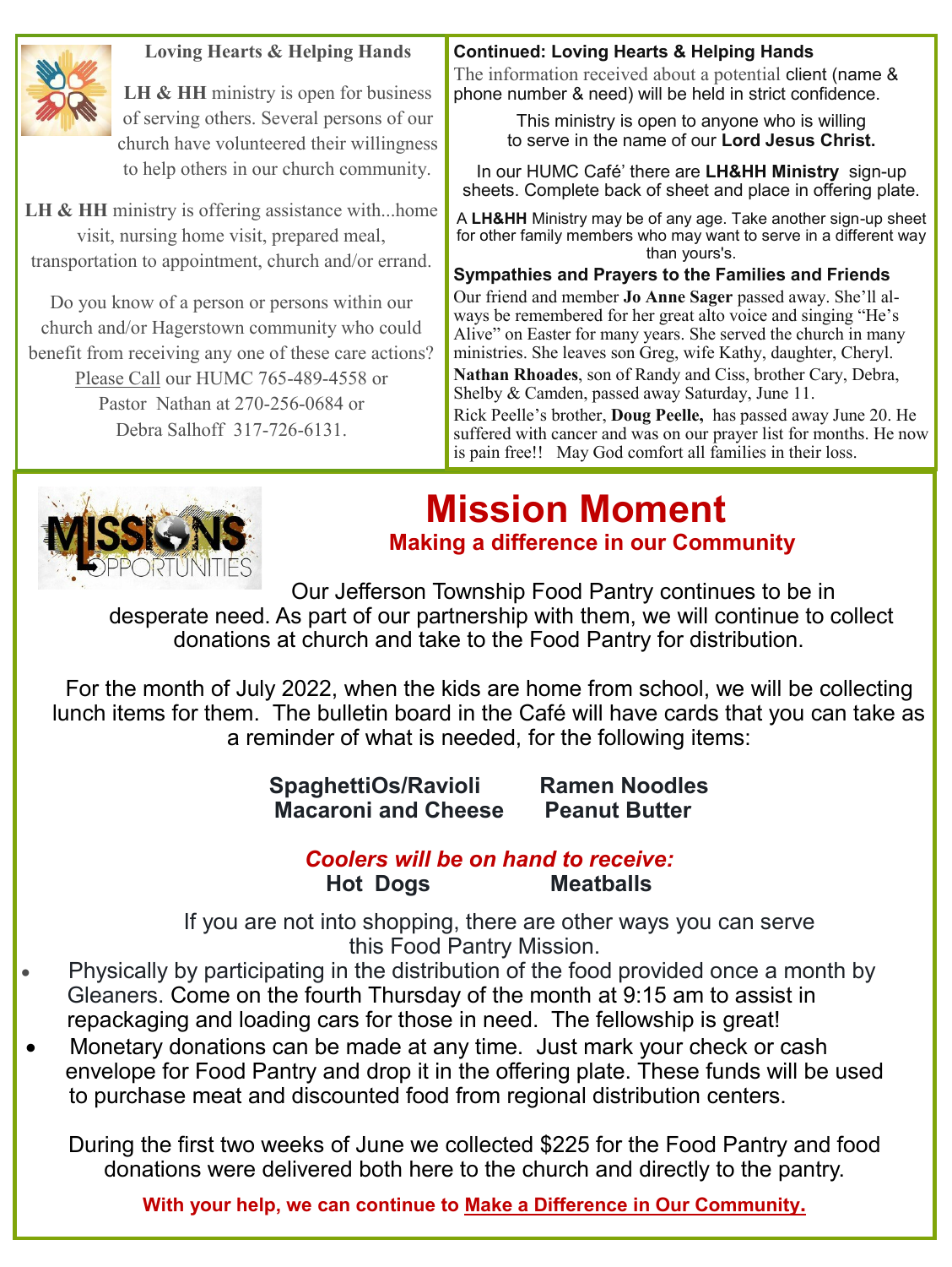## Loving Hearts & Helping Hands

**LH & HH** ministry is open for business of serving others. Several persons of our church have volunteered their willingness to help others in our church community.

**LH & HH** ministry is offering assistance with...home visit, nursing home visit, prepared meal, transportation to appointment, church and/or errand.

Do you know of a person or persons within our church and/or Hagerstown community who could benefit from receiving any one of these care actions? Please Call our HUMC 765-489-4558 or Pastor Nathan at 270-256-0684 or Debra Salhoff 317-726-6131.

**Continued: Loving Hearts & Helping Hands**

The information received about a potential client (name & phone number & need) will be held in strict confidence.

This ministry is open to anyone who is willing to serve in the name of our **Lord Jesus Christ.**

In our HUMC Café' there are **LH&HH Ministry** sign-up sheets. Complete back of sheet and place in offering plate.

A **LH&HH** Ministry may be of any age. Take another sign-up sheet for other family members who may want to serve in a different way than yours's.

**Sympathies and Prayers to the Families and Friends**

Our friend and member **Jo Anne Sager** passed away. She'll always be remembered for her great alto voice and singing "He's Alive" on Easter for many years. She served the church in many ministries. She leaves son Greg, wife Kathy, daughter, Cheryl.

**Nathan Rhoades**, son of Randy and Ciss, brother Cary, Debra, Shelby & Camden, passed away Saturday, June 11.

Rick Peelle's brother, **Doug Peelle,** has passed away June 20. He suffered with cancer and was on our prayer list for months. He now is pain free!! May God comfort all families in their loss.

# Mission Moment

### Making a difference in our Community

Our Jefferson Township Food Pantry continues to be in desperate need. As part of our partnership with them, we will continue to collect donations at church and take to the Food Pantry for distribution.

For the month of July 2022, when the kids are home from school, we will be collecting lunch items for them. The bulletin board in the Café will have cards that you can take as a reminder of what is needed, for the following items:

**SpaghettiOs/Ravioli** | **Ramen Noodles**
**Macaroni and Cheese** | **Peanut Butter**

***Coolers will be on hand to receive:***

**Hot Dogs** | **Meatballs**

If you are not into shopping, there are other ways you can serve this Food Pantry Mission.

- Physically by participating in the distribution of the food provided once a month by Gleaners. Come on the fourth Thursday of the month at 9:15 am to assist in repackaging and loading cars for those in need. The fellowship is great!
- Monetary donations can be made at any time. Just mark your check or cash envelope for Food Pantry and drop it in the offering plate. These funds will be used to purchase meat and discounted food from regional distribution centers.

During the first two weeks of June we collected $225 for the Food Pantry and food donations were delivered both here to the church and directly to the pantry.

**With your help, we can continue to Make a Difference in Our Community.**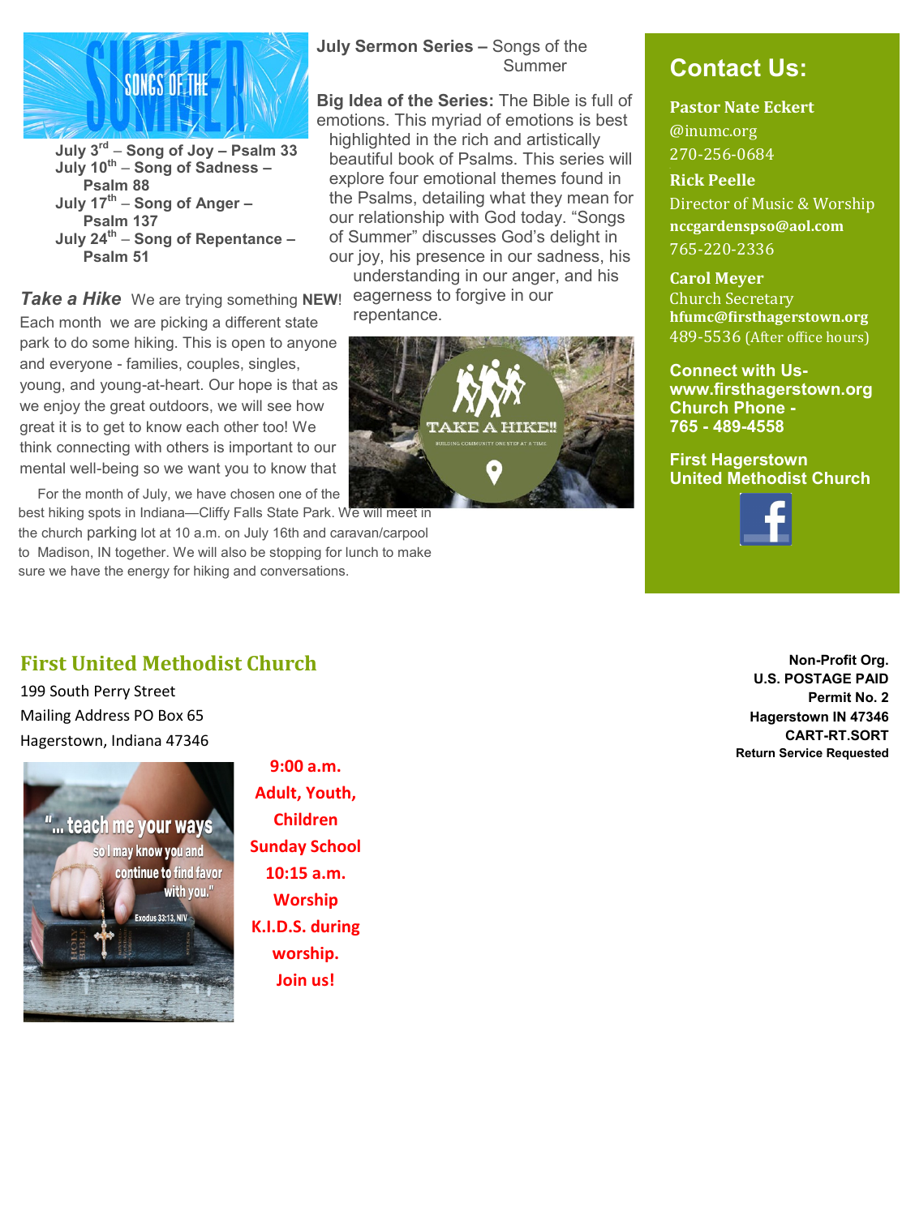SONGS OF THE SUMMER

**July 3rd – Song of Joy – Psalm 33**
**July 10th – Song of Sadness – Psalm 88**
**July 17th – Song of Anger – Psalm 137**
**July 24th – Song of Repentance – Psalm 51**

**July Sermon Series –** Songs of the Summer

**Big Idea of the Series:** The Bible is full of emotions. This myriad of emotions is best highlighted in the rich and artistically beautiful book of Psalms. This series will explore four emotional themes found in the Psalms, detailing what they mean for our relationship with God today. "Songs of Summer" discusses God's delight in our joy, his presence in our sadness, his understanding in our anger, and his eagerness to forgive in our repentance.

***Take a Hike*** We are trying something **NEW**! Each month we are picking a different state park to do some hiking. This is open to anyone and everyone - families, couples, singles, young, and young-at-heart. Our hope is that as we enjoy the great outdoors, we will see how great it is to get to know each other too! We think connecting with others is important to our mental well-being so we want you to know that

For the month of July, we have chosen one of the best hiking spots in Indiana—Cliffy Falls State Park. We will meet in the church parking lot at 10 a.m. on July 16th and caravan/carpool to Madison, IN together. We will also be stopping for lunch to make sure we have the energy for hiking and conversations.

TAKE A HIKE!!
BUILDING COMMUNITY ONE STEP AT A TIME

## Contact Us:

**Pastor Nate Eckert**
@inumc.org
270-256-0684

**Rick Peelle**
Director of Music & Worship
**nccgardenspso@aol.com**
765-220-2336

**Carol Meyer**
Church Secretary
**hfumc@firsthagerstown.org**
489-5536 (After office hours)

**Connect with Us-**
**www.firsthagerstown.org**
**Church Phone -**
**765 - 489-4558**

**First Hagerstown United Methodist Church**

## First United Methodist Church

199 South Perry Street
Mailing Address PO Box 65
Hagerstown, Indiana 47346

"... teach me your ways so I may know you and continue to find favor with you."
Exodus 33:13, NIV

**9:00 a.m. Adult, Youth, Children Sunday School**
**10:15 a.m. Worship**
**K.I.D.S. during worship.**
**Join us!**

**Non-Profit Org.**
**U.S. POSTAGE PAID**
**Permit No. 2**
**Hagerstown IN 47346**
**CART-RT.SORT**
**Return Service Requested**